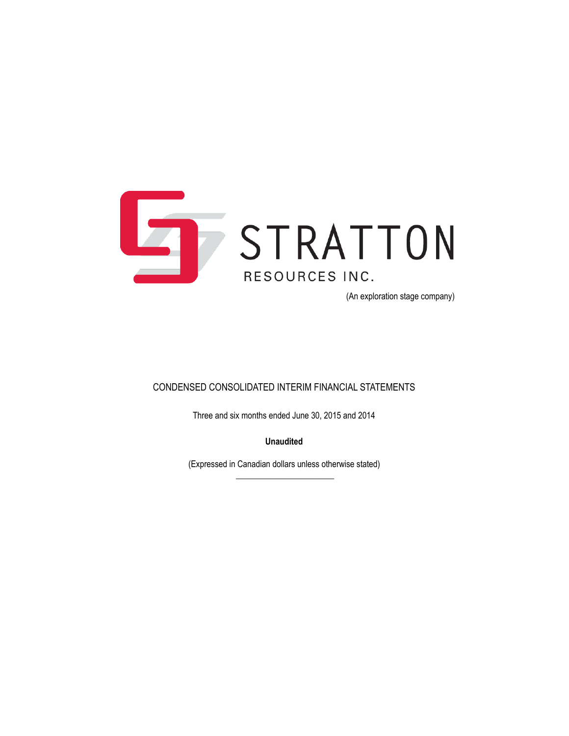# STRATTON

RESOURCES INC.

(An exploration stage company)

CONDENSED CONSOLIDATED INTERIM FINANCIAL STATEMENTS

Three and six months ended June 30, 2015 and 2014

**Unaudited**

(Expressed in Canadian dollars unless otherwise stated)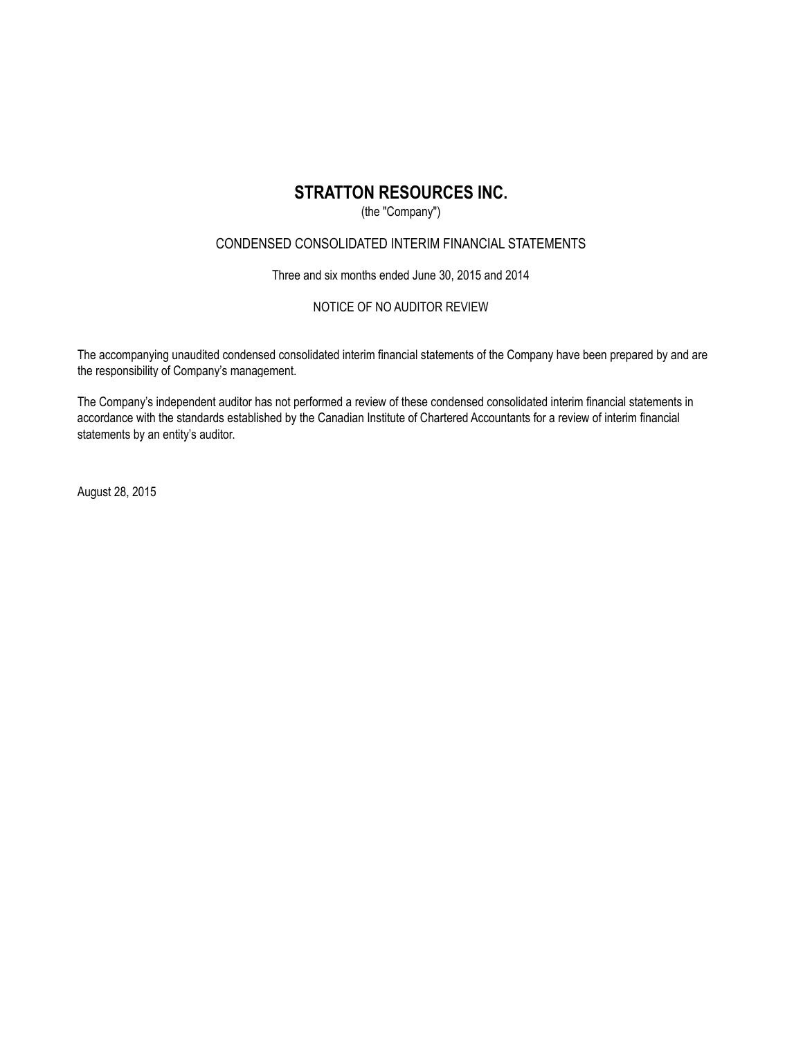# STRATTON RESOURCES INC.

(the "Company")

CONDENSED CONSOLIDATED INTERIM FINANCIAL STATEMENTS

Three and six months ended June 30, 2015 and 2014

NOTICE OF NO AUDITOR REVIEW

The accompanying unaudited condensed consolidated interim financial statements of the Company have been prepared by and are the responsibility of Company's management.

The Company's independent auditor has not performed a review of these condensed consolidated interim financial statements in accordance with the standards established by the Canadian Institute of Chartered Accountants for a review of interim financial statements by an entity's auditor.

August 28, 2015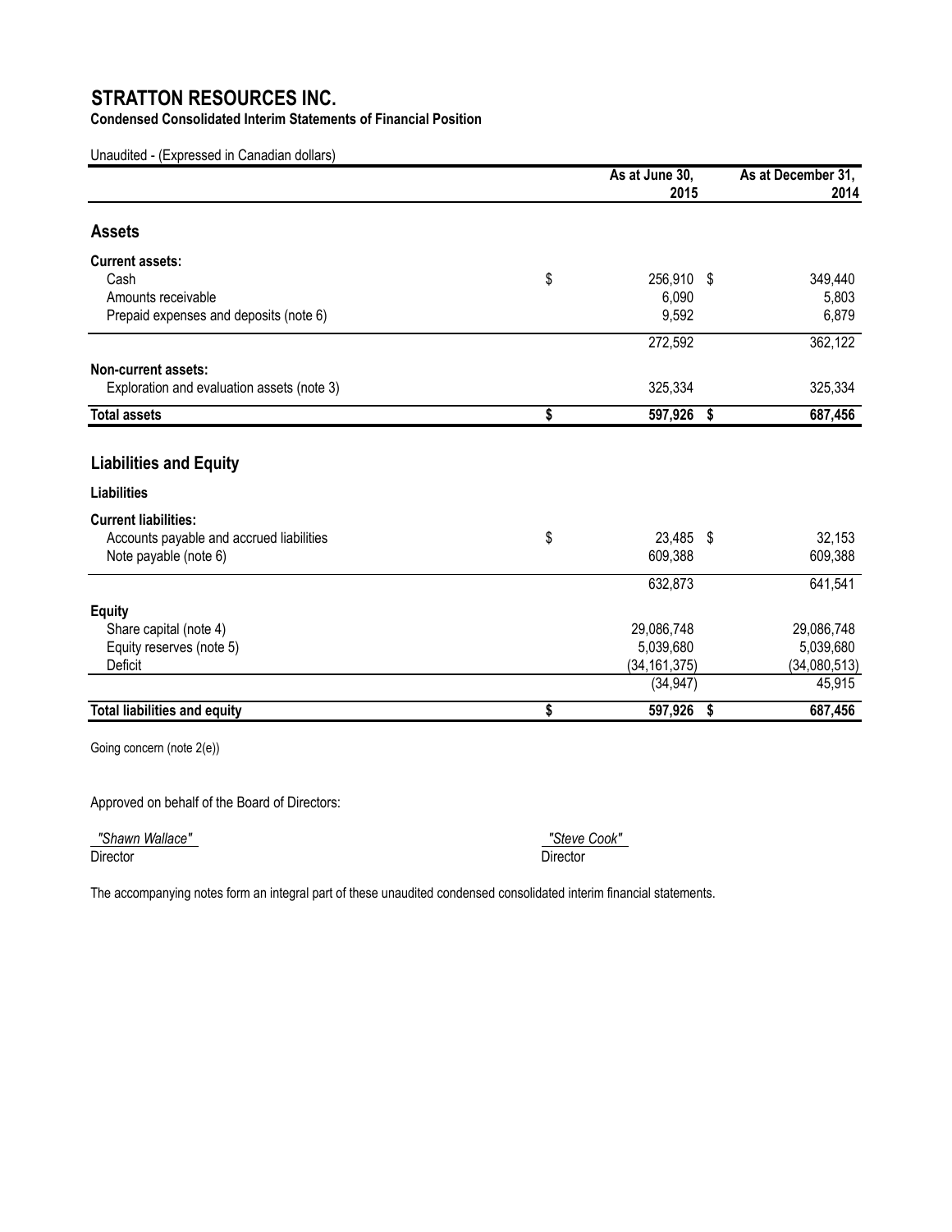# STRATTON RESOURCES INC.

**Condensed Consolidated Interim Statements of Financial Position**

Unaudited - (Expressed in Canadian dollars)

| | As at June 30, 2015 | As at December 31, 2014 |
|---|---|---|
| **Assets** | | |
| **Current assets:** | | |
| Cash | $ 256,910 | $ 349,440 |
| Amounts receivable | 6,090 | 5,803 |
| Prepaid expenses and deposits (note 6) | 9,592 | 6,879 |
| | 272,592 | 362,122 |
| **Non-current assets:** | | |
| Exploration and evaluation assets (note 3) | 325,334 | 325,334 |
| **Total assets** | **$ 597,926** | **$ 687,456** |
| **Liabilities and Equity** | | |
| **Liabilities** | | |
| **Current liabilities:** | | |
| Accounts payable and accrued liabilities | $ 23,485 | $ 32,153 |
| Note payable (note 6) | 609,388 | 609,388 |
| | 632,873 | 641,541 |
| **Equity** | | |
| Share capital (note 4) | 29,086,748 | 29,086,748 |
| Equity reserves (note 5) | 5,039,680 | 5,039,680 |
| Deficit | (34,161,375) | (34,080,513) |
| | (34,947) | 45,915 |
| **Total liabilities and equity** | **$ 597,926** | **$ 687,456** |

Going concern (note 2(e))

Approved on behalf of the Board of Directors:

*"Shawn Wallace"*
Director

*"Steve Cook"*
Director

The accompanying notes form an integral part of these unaudited condensed consolidated interim financial statements.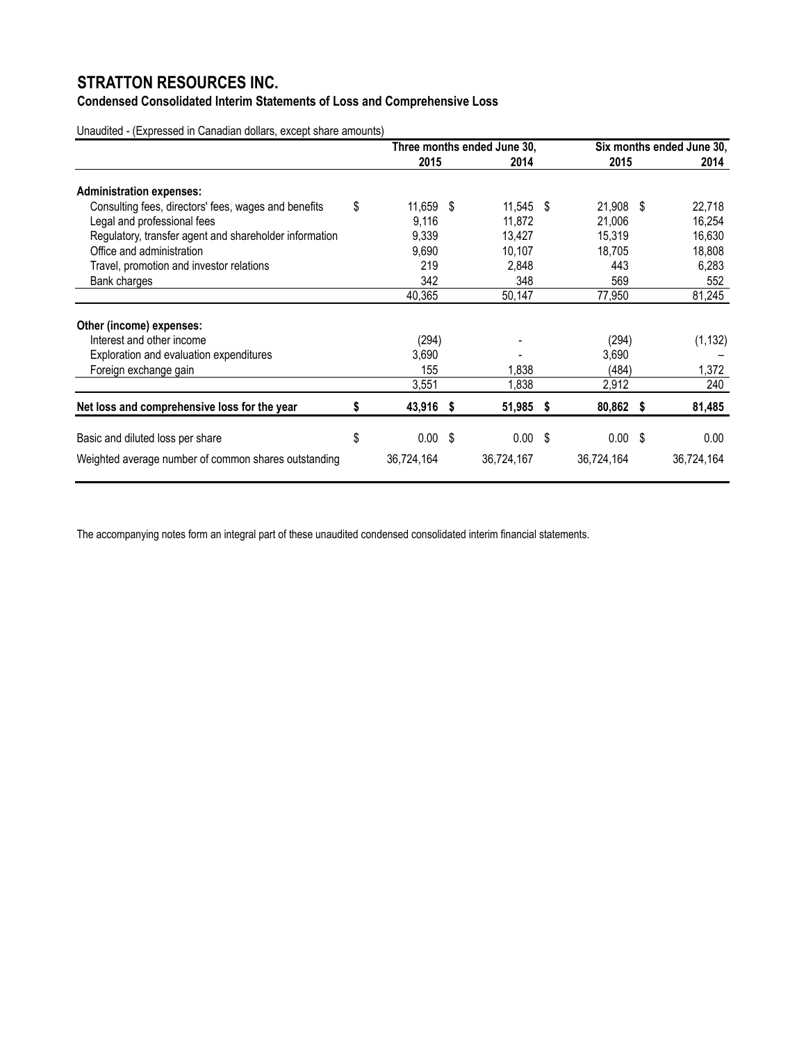# STRATTON RESOURCES INC.

## Condensed Consolidated Interim Statements of Loss and Comprehensive Loss

Unaudited - (Expressed in Canadian dollars, except share amounts)

| | Three months ended June 30, | | Six months ended June 30, | |
|---|---|---|---|---|
| | 2015 | 2014 | 2015 | 2014 |
| **Administration expenses:** | | | | |
| Consulting fees, directors' fees, wages and benefits | $ 11,659 | $ 11,545 | $ 21,908 | $ 22,718 |
| Legal and professional fees | 9,116 | 11,872 | 21,006 | 16,254 |
| Regulatory, transfer agent and shareholder information | 9,339 | 13,427 | 15,319 | 16,630 |
| Office and administration | 9,690 | 10,107 | 18,705 | 18,808 |
| Travel, promotion and investor relations | 219 | 2,848 | 443 | 6,283 |
| Bank charges | 342 | 348 | 569 | 552 |
| | 40,365 | 50,147 | 77,950 | 81,245 |
| **Other (income) expenses:** | | | | |
| Interest and other income | (294) | - | (294) | (1,132) |
| Exploration and evaluation expenditures | 3,690 | - | 3,690 | – |
| Foreign exchange gain | 155 | 1,838 | (484) | 1,372 |
| | 3,551 | 1,838 | 2,912 | 240 |
| **Net loss and comprehensive loss for the year** | **$ 43,916** | **$ 51,985** | **$ 80,862** | **$ 81,485** |
| Basic and diluted loss per share | $ 0.00 | $ 0.00 | $ 0.00 | $ 0.00 |
| Weighted average number of common shares outstanding | 36,724,164 | 36,724,167 | 36,724,164 | 36,724,164 |

The accompanying notes form an integral part of these unaudited condensed consolidated interim financial statements.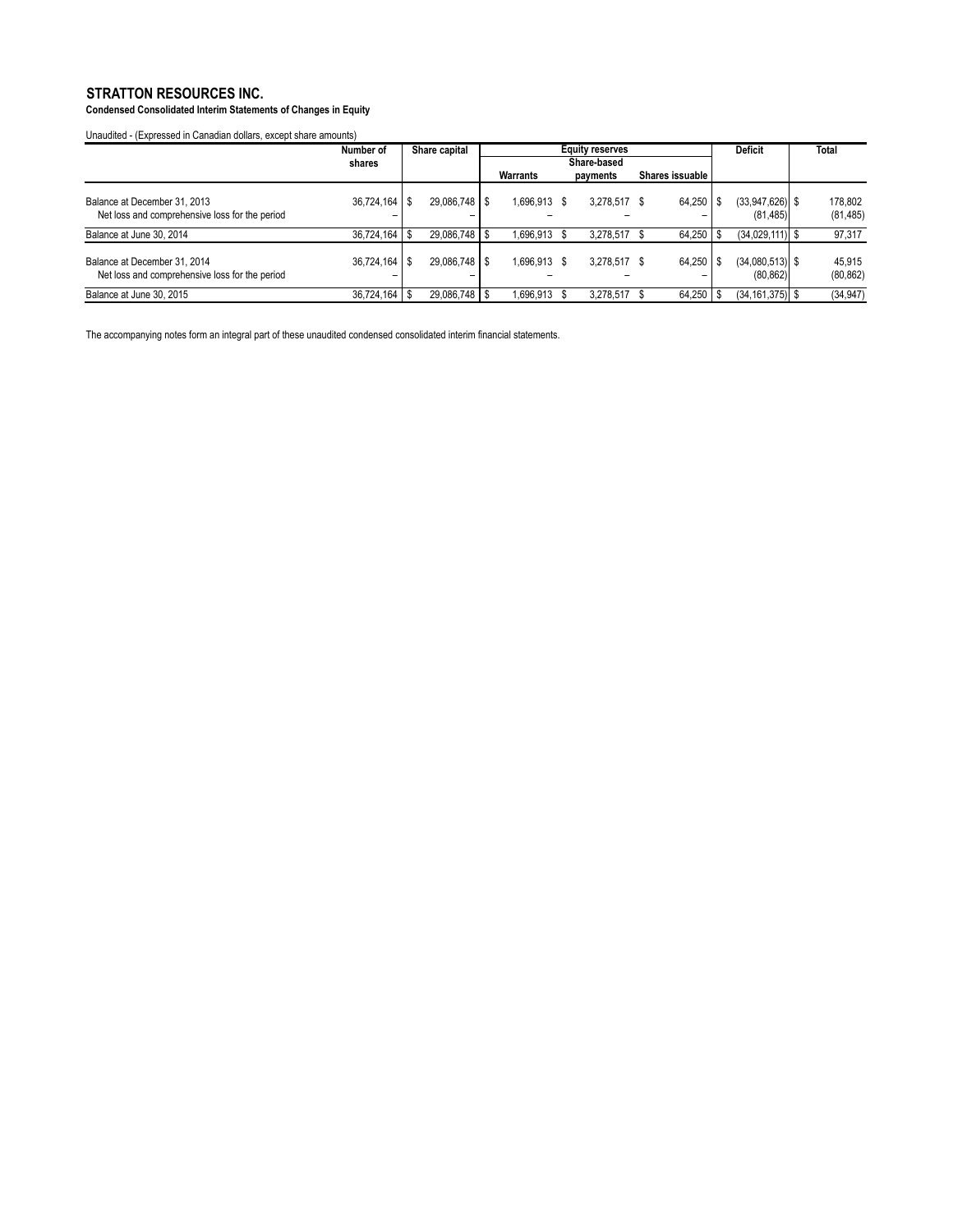# STRATTON RESOURCES INC.

**Condensed Consolidated Interim Statements of Changes in Equity**

Unaudited - (Expressed in Canadian dollars, except share amounts)

| | Number of shares | Share capital | Equity reserves | | | Deficit | Total |
|---|---|---|---|---|---|---|---|
| | | | Warrants | Share-based payments | Shares issuable | | |
| Balance at December 31, 2013 | 36,724,164 | $ 29,086,748 | $ 1,696,913 | $ 3,278,517 | $ 64,250 | $ (33,947,626) | $ 178,802 |
| Net loss and comprehensive loss for the period | – | – | – | – | – | (81,485) | (81,485) |
| Balance at June 30, 2014 | 36,724,164 | $ 29,086,748 | $ 1,696,913 | $ 3,278,517 | $ 64,250 | $ (34,029,111) | $ 97,317 |
| Balance at December 31, 2014 | 36,724,164 | $ 29,086,748 | $ 1,696,913 | $ 3,278,517 | $ 64,250 | $ (34,080,513) | $ 45,915 |
| Net loss and comprehensive loss for the period | – | – | – | – | – | (80,862) | (80,862) |
| Balance at June 30, 2015 | 36,724,164 | $ 29,086,748 | $ 1,696,913 | $ 3,278,517 | $ 64,250 | $ (34,161,375) | $ (34,947) |

The accompanying notes form an integral part of these unaudited condensed consolidated interim financial statements.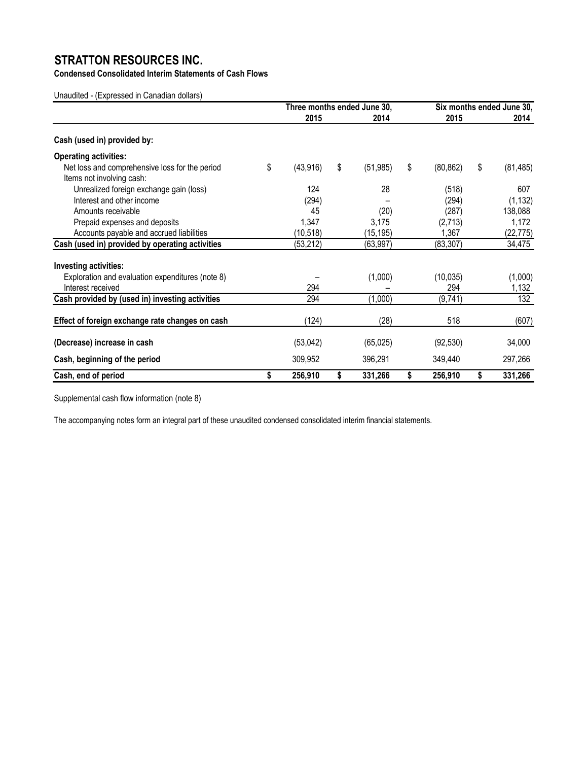# STRATTON RESOURCES INC.

**Condensed Consolidated Interim Statements of Cash Flows**

Unaudited - (Expressed in Canadian dollars)

| | Three months ended June 30, | | Six months ended June 30, | |
|---|---|---|---|---|
| | **2015** | **2014** | **2015** | **2014** |
| **Cash (used in) provided by:** | | | | |
| **Operating activities:** | | | | |
| Net loss and comprehensive loss for the period | $ (43,916) | $ (51,985) | $ (80,862) | $ (81,485) |
| Items not involving cash: | | | | |
| Unrealized foreign exchange gain (loss) | 124 | 28 | (518) | 607 |
| Interest and other income | (294) | – | (294) | (1,132) |
| Amounts receivable | 45 | (20) | (287) | 138,088 |
| Prepaid expenses and deposits | 1,347 | 3,175 | (2,713) | 1,172 |
| Accounts payable and accrued liabilities | (10,518) | (15,195) | 1,367 | (22,775) |
| **Cash (used in) provided by operating activities** | (53,212) | (63,997) | (83,307) | 34,475 |
| **Investing activities:** | | | | |
| Exploration and evaluation expenditures (note 8) | – | (1,000) | (10,035) | (1,000) |
| Interest received | 294 | – | 294 | 1,132 |
| **Cash provided by (used in) investing activities** | 294 | (1,000) | (9,741) | 132 |
| **Effect of foreign exchange rate changes on cash** | (124) | (28) | 518 | (607) |
| **(Decrease) increase in cash** | (53,042) | (65,025) | (92,530) | 34,000 |
| **Cash, beginning of the period** | 309,952 | 396,291 | 349,440 | 297,266 |
| **Cash, end of period** | **$ 256,910** | **$ 331,266** | **$ 256,910** | **$ 331,266** |

Supplemental cash flow information (note 8)

The accompanying notes form an integral part of these unaudited condensed consolidated interim financial statements.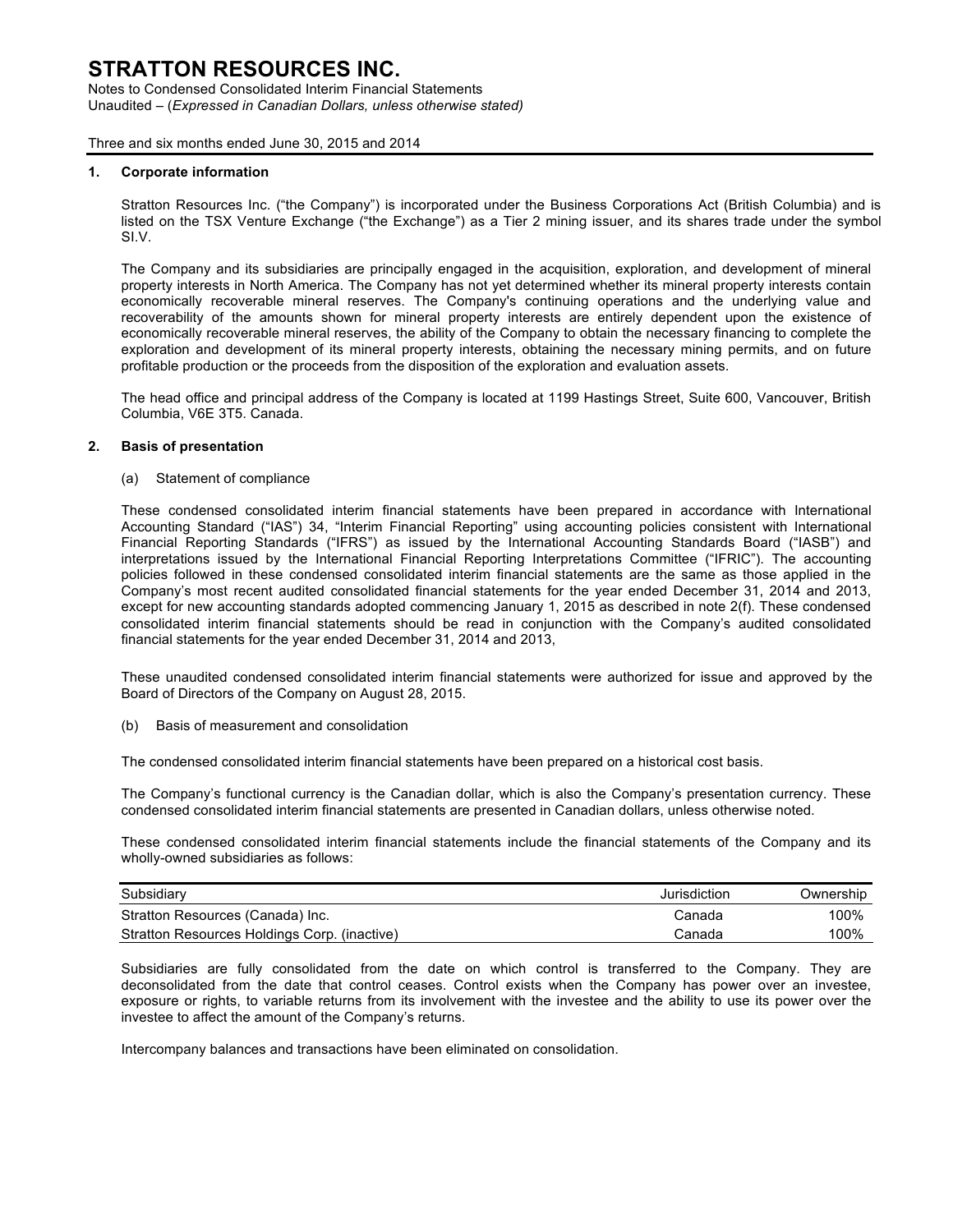# STRATTON RESOURCES INC.

Notes to Condensed Consolidated Interim Financial Statements
Unaudited – (*Expressed in Canadian Dollars, unless otherwise stated)*

Three and six months ended June 30, 2015 and 2014

## 1. Corporate information

Stratton Resources Inc. ("the Company") is incorporated under the Business Corporations Act (British Columbia) and is listed on the TSX Venture Exchange ("the Exchange") as a Tier 2 mining issuer, and its shares trade under the symbol SI.V.

The Company and its subsidiaries are principally engaged in the acquisition, exploration, and development of mineral property interests in North America. The Company has not yet determined whether its mineral property interests contain economically recoverable mineral reserves. The Company's continuing operations and the underlying value and recoverability of the amounts shown for mineral property interests are entirely dependent upon the existence of economically recoverable mineral reserves, the ability of the Company to obtain the necessary financing to complete the exploration and development of its mineral property interests, obtaining the necessary mining permits, and on future profitable production or the proceeds from the disposition of the exploration and evaluation assets.

The head office and principal address of the Company is located at 1199 Hastings Street, Suite 600, Vancouver, British Columbia, V6E 3T5. Canada.

## 2. Basis of presentation

(a) Statement of compliance

These condensed consolidated interim financial statements have been prepared in accordance with International Accounting Standard ("IAS") 34, "Interim Financial Reporting" using accounting policies consistent with International Financial Reporting Standards ("IFRS") as issued by the International Accounting Standards Board ("IASB") and interpretations issued by the International Financial Reporting Interpretations Committee ("IFRIC"). The accounting policies followed in these condensed consolidated interim financial statements are the same as those applied in the Company's most recent audited consolidated financial statements for the year ended December 31, 2014 and 2013, except for new accounting standards adopted commencing January 1, 2015 as described in note 2(f). These condensed consolidated interim financial statements should be read in conjunction with the Company's audited consolidated financial statements for the year ended December 31, 2014 and 2013,

These unaudited condensed consolidated interim financial statements were authorized for issue and approved by the Board of Directors of the Company on August 28, 2015.

(b) Basis of measurement and consolidation

The condensed consolidated interim financial statements have been prepared on a historical cost basis.

The Company's functional currency is the Canadian dollar, which is also the Company's presentation currency. These condensed consolidated interim financial statements are presented in Canadian dollars, unless otherwise noted.

These condensed consolidated interim financial statements include the financial statements of the Company and its wholly-owned subsidiaries as follows:

| Subsidiary | Jurisdiction | Ownership |
|---|---|---|
| Stratton Resources (Canada) Inc. | Canada | 100% |
| Stratton Resources Holdings Corp. (inactive) | Canada | 100% |

Subsidiaries are fully consolidated from the date on which control is transferred to the Company. They are deconsolidated from the date that control ceases. Control exists when the Company has power over an investee, exposure or rights, to variable returns from its involvement with the investee and the ability to use its power over the investee to affect the amount of the Company's returns.

Intercompany balances and transactions have been eliminated on consolidation.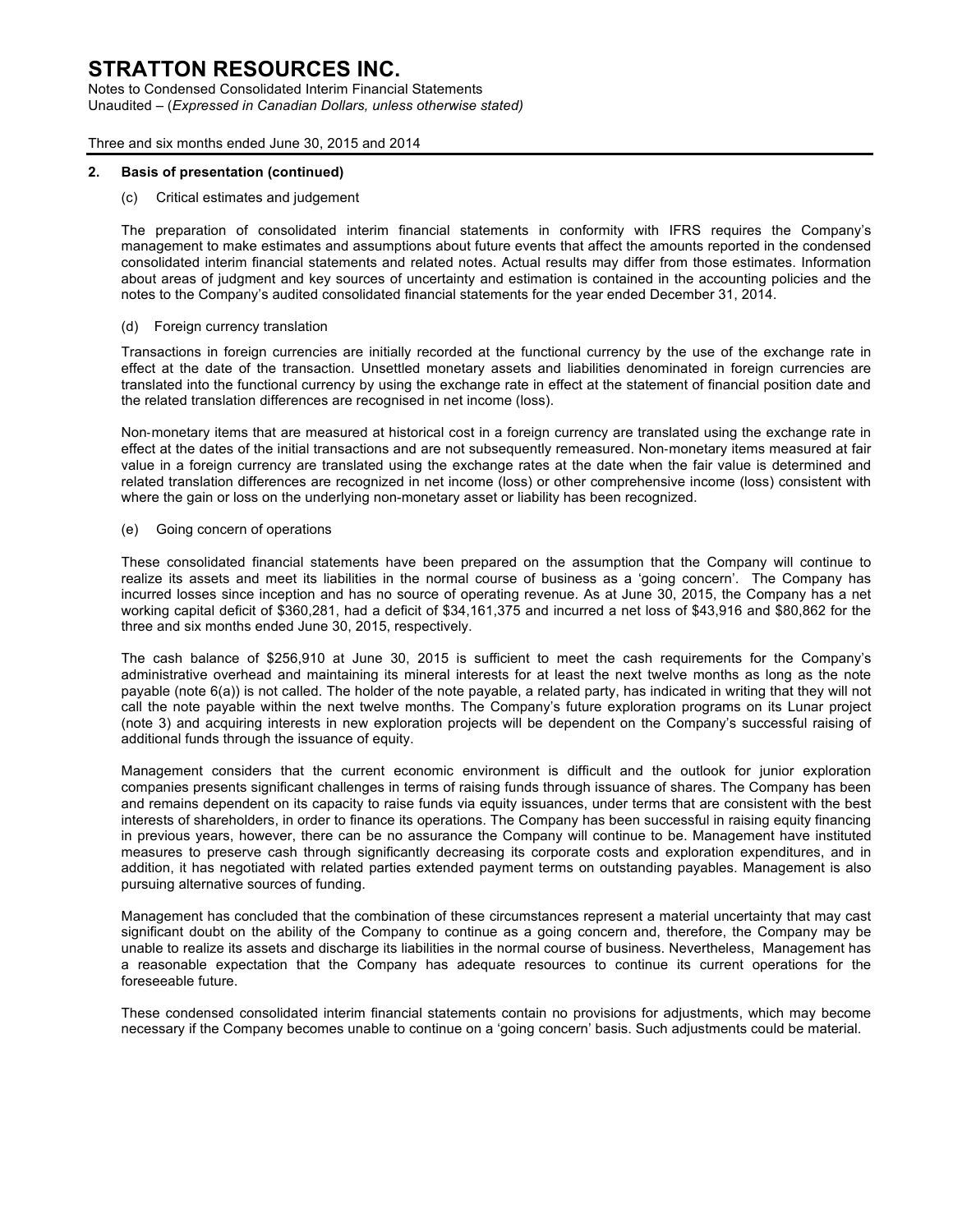## 2. Basis of presentation (continued)

(c) Critical estimates and judgement

The preparation of consolidated interim financial statements in conformity with IFRS requires the Company's management to make estimates and assumptions about future events that affect the amounts reported in the condensed consolidated interim financial statements and related notes. Actual results may differ from those estimates. Information about areas of judgment and key sources of uncertainty and estimation is contained in the accounting policies and the notes to the Company's audited consolidated financial statements for the year ended December 31, 2014.

(d) Foreign currency translation

Transactions in foreign currencies are initially recorded at the functional currency by the use of the exchange rate in effect at the date of the transaction. Unsettled monetary assets and liabilities denominated in foreign currencies are translated into the functional currency by using the exchange rate in effect at the statement of financial position date and the related translation differences are recognised in net income (loss).

Non-monetary items that are measured at historical cost in a foreign currency are translated using the exchange rate in effect at the dates of the initial transactions and are not subsequently remeasured. Non-monetary items measured at fair value in a foreign currency are translated using the exchange rates at the date when the fair value is determined and related translation differences are recognized in net income (loss) or other comprehensive income (loss) consistent with where the gain or loss on the underlying non-monetary asset or liability has been recognized.

(e) Going concern of operations

These consolidated financial statements have been prepared on the assumption that the Company will continue to realize its assets and meet its liabilities in the normal course of business as a 'going concern'. The Company has incurred losses since inception and has no source of operating revenue. As at June 30, 2015, the Company has a net working capital deficit of $360,281, had a deficit of $34,161,375 and incurred a net loss of $43,916 and $80,862 for the three and six months ended June 30, 2015, respectively.

The cash balance of $256,910 at June 30, 2015 is sufficient to meet the cash requirements for the Company's administrative overhead and maintaining its mineral interests for at least the next twelve months as long as the note payable (note 6(a)) is not called. The holder of the note payable, a related party, has indicated in writing that they will not call the note payable within the next twelve months. The Company's future exploration programs on its Lunar project (note 3) and acquiring interests in new exploration projects will be dependent on the Company's successful raising of additional funds through the issuance of equity.

Management considers that the current economic environment is difficult and the outlook for junior exploration companies presents significant challenges in terms of raising funds through issuance of shares. The Company has been and remains dependent on its capacity to raise funds via equity issuances, under terms that are consistent with the best interests of shareholders, in order to finance its operations. The Company has been successful in raising equity financing in previous years, however, there can be no assurance the Company will continue to be. Management have instituted measures to preserve cash through significantly decreasing its corporate costs and exploration expenditures, and in addition, it has negotiated with related parties extended payment terms on outstanding payables. Management is also pursuing alternative sources of funding.

Management has concluded that the combination of these circumstances represent a material uncertainty that may cast significant doubt on the ability of the Company to continue as a going concern and, therefore, the Company may be unable to realize its assets and discharge its liabilities in the normal course of business. Nevertheless, Management has a reasonable expectation that the Company has adequate resources to continue its current operations for the foreseeable future.

These condensed consolidated interim financial statements contain no provisions for adjustments, which may become necessary if the Company becomes unable to continue on a 'going concern' basis. Such adjustments could be material.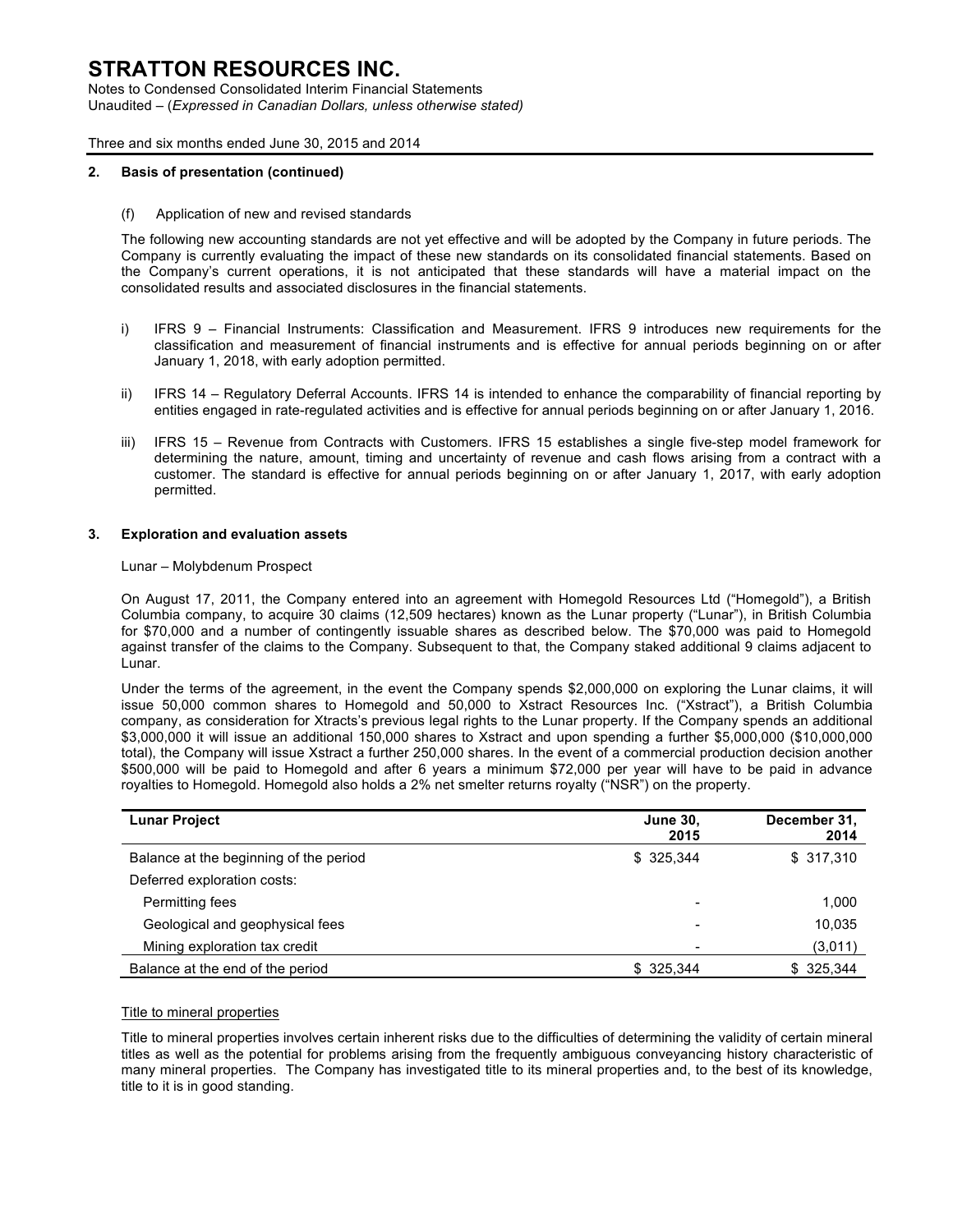# STRATTON RESOURCES INC.

Notes to Condensed Consolidated Interim Financial Statements
Unaudited – (*Expressed in Canadian Dollars, unless otherwise stated)*

Three and six months ended June 30, 2015 and 2014

## 2. Basis of presentation (continued)

(f) Application of new and revised standards

The following new accounting standards are not yet effective and will be adopted by the Company in future periods. The Company is currently evaluating the impact of these new standards on its consolidated financial statements. Based on the Company's current operations, it is not anticipated that these standards will have a material impact on the consolidated results and associated disclosures in the financial statements.

i) IFRS 9 – Financial Instruments: Classification and Measurement. IFRS 9 introduces new requirements for the classification and measurement of financial instruments and is effective for annual periods beginning on or after January 1, 2018, with early adoption permitted.

ii) IFRS 14 – Regulatory Deferral Accounts. IFRS 14 is intended to enhance the comparability of financial reporting by entities engaged in rate-regulated activities and is effective for annual periods beginning on or after January 1, 2016.

iii) IFRS 15 – Revenue from Contracts with Customers. IFRS 15 establishes a single five-step model framework for determining the nature, amount, timing and uncertainty of revenue and cash flows arising from a contract with a customer. The standard is effective for annual periods beginning on or after January 1, 2017, with early adoption permitted.

## 3. Exploration and evaluation assets

Lunar – Molybdenum Prospect

On August 17, 2011, the Company entered into an agreement with Homegold Resources Ltd ("Homegold"), a British Columbia company, to acquire 30 claims (12,509 hectares) known as the Lunar property ("Lunar"), in British Columbia for $70,000 and a number of contingently issuable shares as described below. The $70,000 was paid to Homegold against transfer of the claims to the Company. Subsequent to that, the Company staked additional 9 claims adjacent to Lunar.

Under the terms of the agreement, in the event the Company spends $2,000,000 on exploring the Lunar claims, it will issue 50,000 common shares to Homegold and 50,000 to Xstract Resources Inc. ("Xstract"), a British Columbia company, as consideration for Xtracts's previous legal rights to the Lunar property. If the Company spends an additional $3,000,000 it will issue an additional 150,000 shares to Xstract and upon spending a further $5,000,000 ($10,000,000 total), the Company will issue Xstract a further 250,000 shares. In the event of a commercial production decision another $500,000 will be paid to Homegold and after 6 years a minimum $72,000 per year will have to be paid in advance royalties to Homegold. Homegold also holds a 2% net smelter returns royalty ("NSR") on the property.

| Lunar Project | June 30, 2015 | December 31, 2014 |
|---|---|---|
| Balance at the beginning of the period | $ 325,344 | $ 317,310 |
| Deferred exploration costs: | | |
| Permitting fees | - | 1,000 |
| Geological and geophysical fees | - | 10,035 |
| Mining exploration tax credit | - | (3,011) |
| Balance at the end of the period | $ 325,344 | $ 325,344 |

Title to mineral properties

Title to mineral properties involves certain inherent risks due to the difficulties of determining the validity of certain mineral titles as well as the potential for problems arising from the frequently ambiguous conveyancing history characteristic of many mineral properties. The Company has investigated title to its mineral properties and, to the best of its knowledge, title to it is in good standing.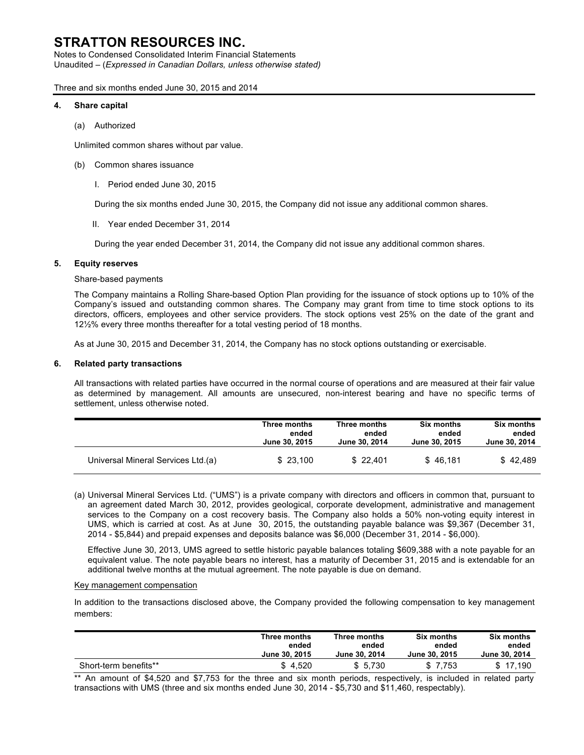# STRATTON RESOURCES INC.

Notes to Condensed Consolidated Interim Financial Statements
Unaudited – (*Expressed in Canadian Dollars, unless otherwise stated)*

Three and six months ended June 30, 2015 and 2014

## 4. Share capital

(a) Authorized

Unlimited common shares without par value.

(b) Common shares issuance

I. Period ended June 30, 2015

During the six months ended June 30, 2015, the Company did not issue any additional common shares.

II. Year ended December 31, 2014

During the year ended December 31, 2014, the Company did not issue any additional common shares.

## 5. Equity reserves

Share-based payments

The Company maintains a Rolling Share-based Option Plan providing for the issuance of stock options up to 10% of the Company's issued and outstanding common shares. The Company may grant from time to time stock options to its directors, officers, employees and other service providers. The stock options vest 25% on the date of the grant and 12½% every three months thereafter for a total vesting period of 18 months.

As at June 30, 2015 and December 31, 2014, the Company has no stock options outstanding or exercisable.

## 6. Related party transactions

All transactions with related parties have occurred in the normal course of operations and are measured at their fair value as determined by management. All amounts are unsecured, non-interest bearing and have no specific terms of settlement, unless otherwise noted.

| | Three months ended June 30, 2015 | Three months ended June 30, 2014 | Six months ended June 30, 2015 | Six months ended June 30, 2014 |
|---|---|---|---|---|
| Universal Mineral Services Ltd.(a) | $ 23,100 | $ 22,401 | $ 46,181 | $ 42,489 |

(a) Universal Mineral Services Ltd. ("UMS") is a private company with directors and officers in common that, pursuant to an agreement dated March 30, 2012, provides geological, corporate development, administrative and management services to the Company on a cost recovery basis. The Company also holds a 50% non-voting equity interest in UMS, which is carried at cost. As at June 30, 2015, the outstanding payable balance was $9,367 (December 31, 2014 - $5,844) and prepaid expenses and deposits balance was $6,000 (December 31, 2014 - $6,000).

Effective June 30, 2013, UMS agreed to settle historic payable balances totaling $609,388 with a note payable for an equivalent value. The note payable bears no interest, has a maturity of December 31, 2015 and is extendable for an additional twelve months at the mutual agreement. The note payable is due on demand.

Key management compensation

In addition to the transactions disclosed above, the Company provided the following compensation to key management members:

| | Three months ended June 30, 2015 | Three months ended June 30, 2014 | Six months ended June 30, 2015 | Six months ended June 30, 2014 |
|---|---|---|---|---|
| Short-term benefits** | $ 4,520 | $ 5,730 | $ 7,753 | $ 17,190 |

** An amount of $4,520 and $7,753 for the three and six month periods, respectively, is included in related party transactions with UMS (three and six months ended June 30, 2014 - $5,730 and $11,460, respectably).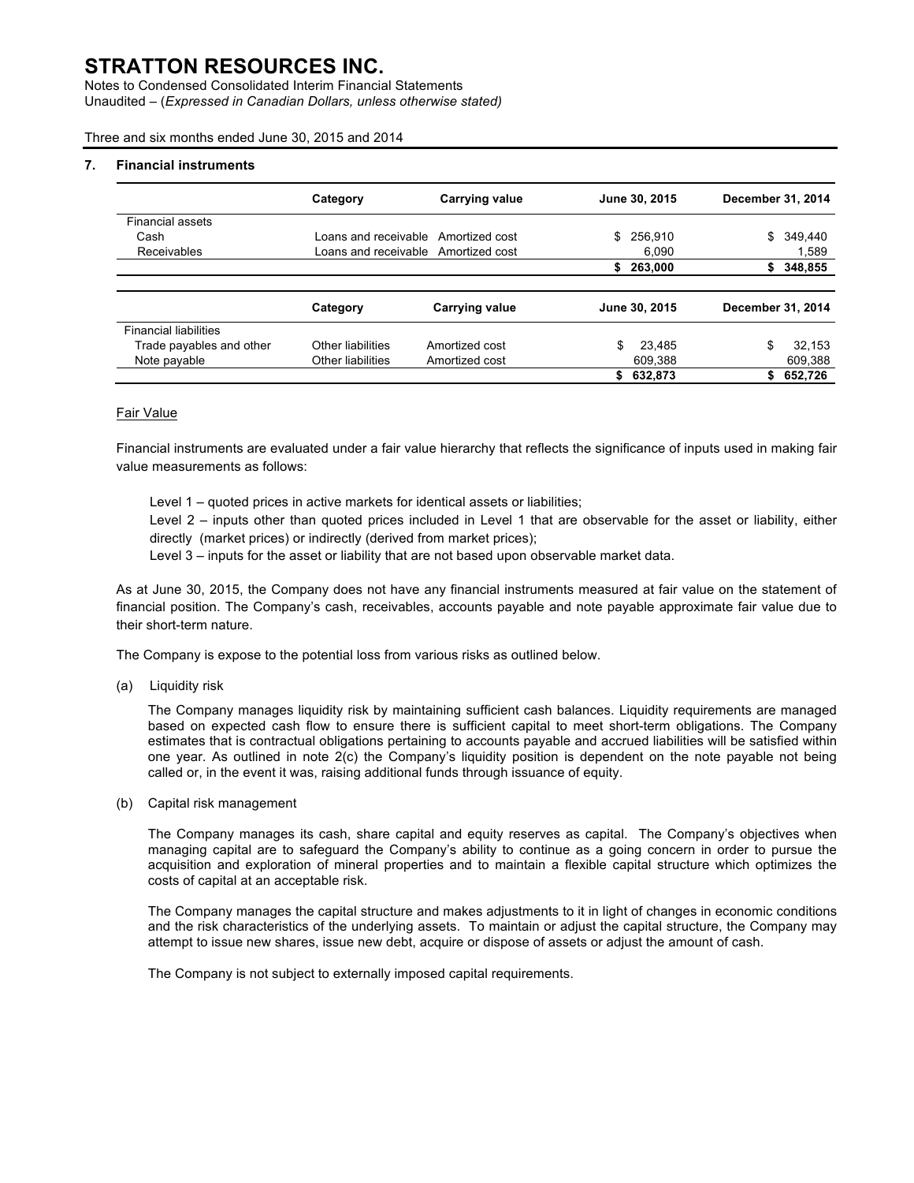## 7. Financial instruments

| | Category | Carrying value | June 30, 2015 | December 31, 2014 |
|---|---|---|---|---|
| Financial assets | | | | |
| Cash | Loans and receivable | Amortized cost | $ 256,910 | $ 349,440 |
| Receivables | Loans and receivable | Amortized cost | 6,090 | 1,589 |
| | | | **$ 263,000** | **$ 348,855** |

| | Category | Carrying value | June 30, 2015 | December 31, 2014 |
|---|---|---|---|---|
| Financial liabilities | | | | |
| Trade payables and other | Other liabilities | Amortized cost | $ 23,485 | $ 32,153 |
| Note payable | Other liabilities | Amortized cost | 609,388 | 609,388 |
| | | | **$ 632,873** | **$ 652,726** |

Fair Value

Financial instruments are evaluated under a fair value hierarchy that reflects the significance of inputs used in making fair value measurements as follows:

Level 1 – quoted prices in active markets for identical assets or liabilities;

Level 2 – inputs other than quoted prices included in Level 1 that are observable for the asset or liability, either directly (market prices) or indirectly (derived from market prices);

Level 3 – inputs for the asset or liability that are not based upon observable market data.

As at June 30, 2015, the Company does not have any financial instruments measured at fair value on the statement of financial position. The Company's cash, receivables, accounts payable and note payable approximate fair value due to their short-term nature.

The Company is expose to the potential loss from various risks as outlined below.

(a) Liquidity risk

The Company manages liquidity risk by maintaining sufficient cash balances. Liquidity requirements are managed based on expected cash flow to ensure there is sufficient capital to meet short-term obligations. The Company estimates that is contractual obligations pertaining to accounts payable and accrued liabilities will be satisfied within one year. As outlined in note 2(c) the Company's liquidity position is dependent on the note payable not being called or, in the event it was, raising additional funds through issuance of equity.

(b) Capital risk management

The Company manages its cash, share capital and equity reserves as capital. The Company's objectives when managing capital are to safeguard the Company's ability to continue as a going concern in order to pursue the acquisition and exploration of mineral properties and to maintain a flexible capital structure which optimizes the costs of capital at an acceptable risk.

The Company manages the capital structure and makes adjustments to it in light of changes in economic conditions and the risk characteristics of the underlying assets. To maintain or adjust the capital structure, the Company may attempt to issue new shares, issue new debt, acquire or dispose of assets or adjust the amount of cash.

The Company is not subject to externally imposed capital requirements.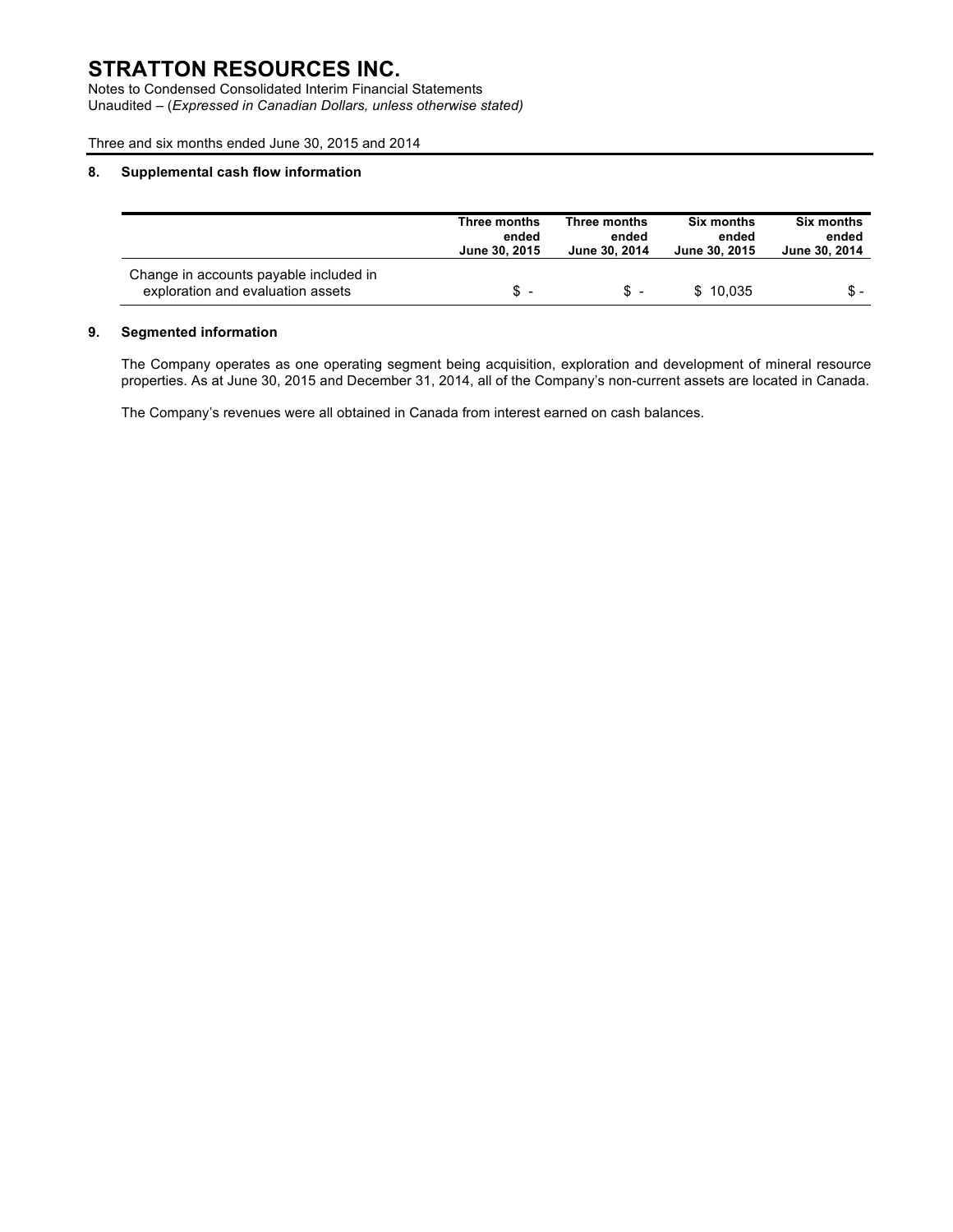# STRATTON RESOURCES INC.

Notes to Condensed Consolidated Interim Financial Statements
Unaudited – (*Expressed in Canadian Dollars, unless otherwise stated)*

Three and six months ended June 30, 2015 and 2014

## 8. Supplemental cash flow information

| | Three months ended June 30, 2015 | Three months ended June 30, 2014 | Six months ended June 30, 2015 | Six months ended June 30, 2014 |
|---|---|---|---|---|
| Change in accounts payable included in exploration and evaluation assets | $ - | $ - | $ 10,035 | $ - |

## 9. Segmented information

The Company operates as one operating segment being acquisition, exploration and development of mineral resource properties. As at June 30, 2015 and December 31, 2014, all of the Company's non-current assets are located in Canada.

The Company's revenues were all obtained in Canada from interest earned on cash balances.